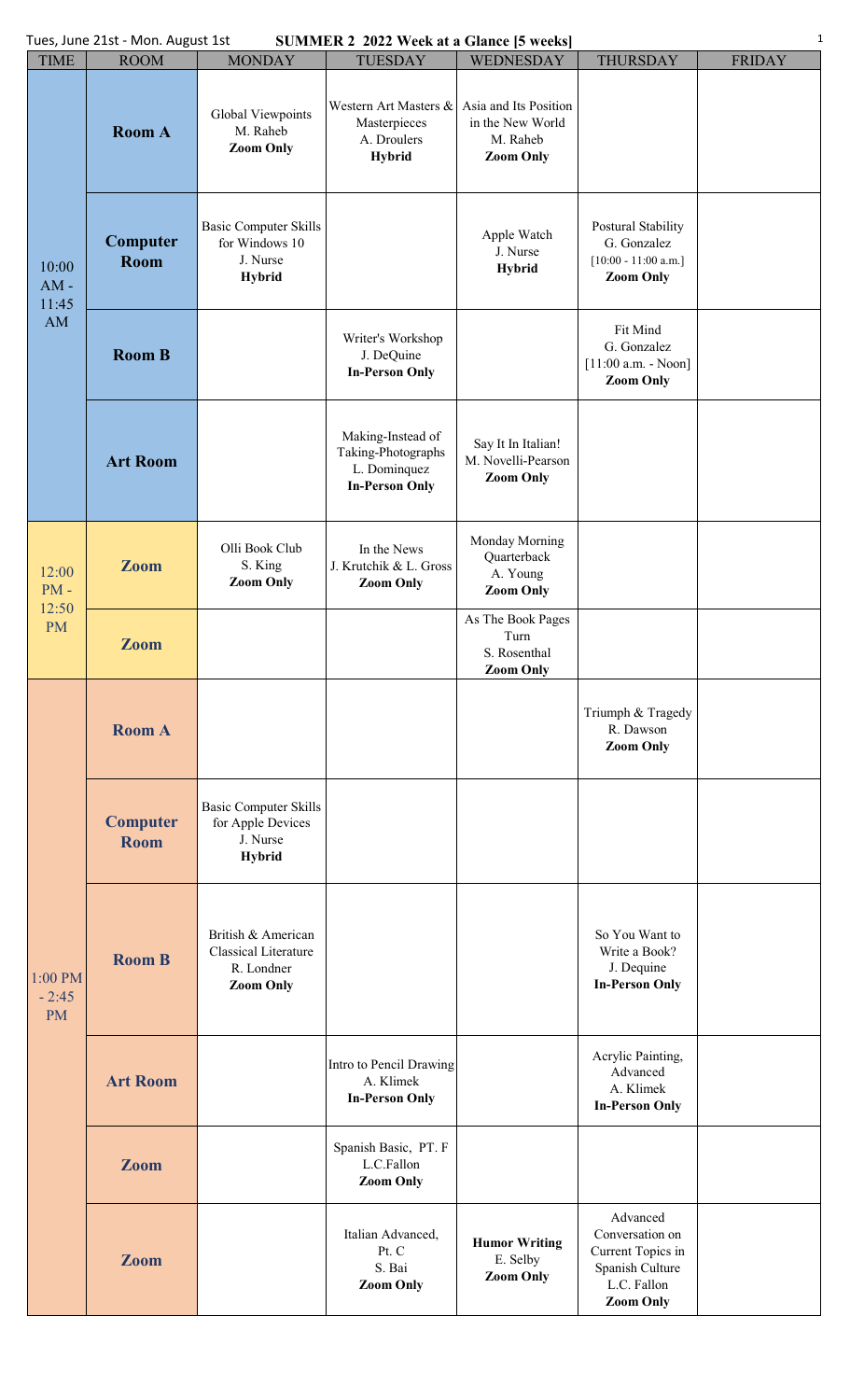Tues, June 21st - Mon. August 1st

# SUMMER 2 2022 Week at a Glance [5 weeks]

| TIME | ROOM | MONDAY | TUESDAY | WEDNESDAY | THURSDAY | FRIDAY |
|---|---|---|---|---|---|---|
| 10:00 AM - 11:45 AM | **Room A** | Global Viewpoints M. Raheb **Zoom Only** | Western Art Masters & Masterpieces A. Droulers **Hybrid** | Asia and Its Position in the New World M. Raheb **Zoom Only** | | |
| | **Computer Room** | Basic Computer Skills for Windows 10 J. Nurse **Hybrid** | | Apple Watch J. Nurse **Hybrid** | Postural Stability G. Gonzalez [10:00 - 11:00 a.m.] **Zoom Only** | |
| | **Room B** | | Writer's Workshop J. DeQuine **In-Person Only** | | Fit Mind G. Gonzalez [11:00 a.m. - Noon] **Zoom Only** | |
| | **Art Room** | | Making-Instead of Taking-Photographs L. Dominquez **In-Person Only** | Say It In Italian! M. Novelli-Pearson **Zoom Only** | | |
| 12:00 PM - 12:50 PM | **Zoom** | Olli Book Club S. King **Zoom Only** | In the News J. Krutchik & L. Gross **Zoom Only** | Monday Morning Quarterback A. Young **Zoom Only** | | |
| | **Zoom** | | | As The Book Pages Turn S. Rosenthal **Zoom Only** | | |
| 1:00 PM - 2:45 PM | **Room A** | | | | Triumph & Tragedy R. Dawson **Zoom Only** | |
| | **Computer Room** | Basic Computer Skills for Apple Devices J. Nurse **Hybrid** | | | | |
| | **Room B** | British & American Classical Literature R. Londner **Zoom Only** | | | So You Want to Write a Book? J. Dequine **In-Person Only** | |
| | **Art Room** | | Intro to Pencil Drawing A. Klimek **In-Person Only** | | Acrylic Painting, Advanced A. Klimek **In-Person Only** | |
| | **Zoom** | | Spanish Basic, PT. F L.C.Fallon **Zoom Only** | | | |
| | **Zoom** | | Italian Advanced, Pt. C S. Bai **Zoom Only** | **Humor Writing** E. Selby **Zoom Only** | Advanced Conversation on Current Topics in Spanish Culture L.C. Fallon **Zoom Only** | |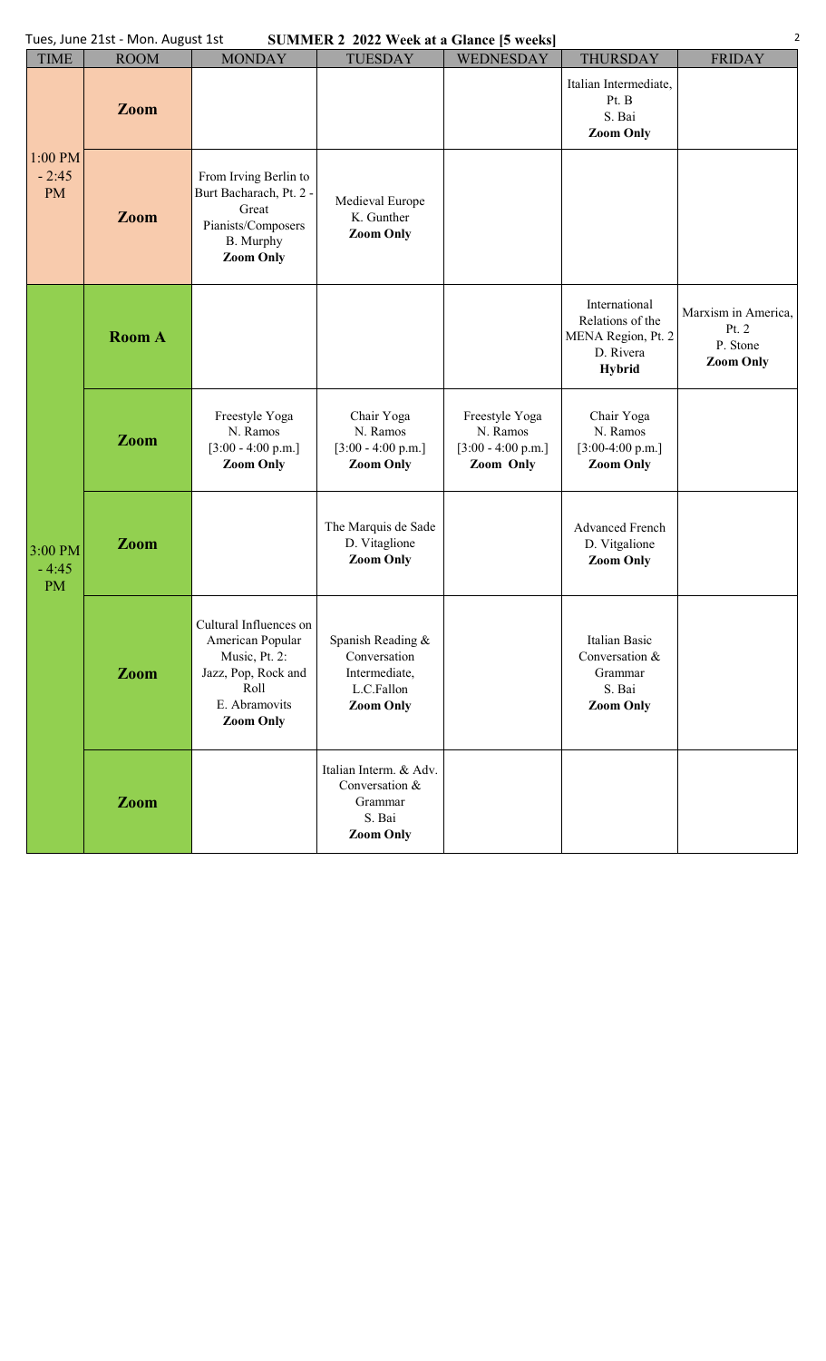Tues, June 21st - Mon. August 1st **SUMMER 2 2022 Week at a Glance [5 weeks]**

| TIME | ROOM | MONDAY | TUESDAY | WEDNESDAY | THURSDAY | FRIDAY |
|---|---|---|---|---|---|---|
| 1:00 PM - 2:45 PM | **Zoom** | | | | Italian Intermediate, Pt. B S. Bai **Zoom Only** | |
| | **Zoom** | From Irving Berlin to Burt Bacharach, Pt. 2 - Great Pianists/Composers B. Murphy **Zoom Only** | Medieval Europe K. Gunther **Zoom Only** | | | |
| 3:00 PM - 4:45 PM | **Room A** | | | | International Relations of the MENA Region, Pt. 2 D. Rivera **Hybrid** | Marxism in America, Pt. 2 P. Stone **Zoom Only** |
| | **Zoom** | Freestyle Yoga N. Ramos [3:00 - 4:00 p.m.] **Zoom Only** | Chair Yoga N. Ramos [3:00 - 4:00 p.m.] **Zoom Only** | Freestyle Yoga N. Ramos [3:00 - 4:00 p.m.] **Zoom Only** | Chair Yoga N. Ramos [3:00-4:00 p.m.] **Zoom Only** | |
| | **Zoom** | | The Marquis de Sade D. Vitaglione **Zoom Only** | | Advanced French D. Vitgalione **Zoom Only** | |
| | **Zoom** | Cultural Influences on American Popular Music, Pt. 2: Jazz, Pop, Rock and Roll E. Abramovits **Zoom Only** | Spanish Reading & Conversation Intermediate, L.C.Fallon **Zoom Only** | | Italian Basic Conversation & Grammar S. Bai **Zoom Only** | |
| | **Zoom** | | Italian Interm. & Adv. Conversation & Grammar S. Bai **Zoom Only** | | | |